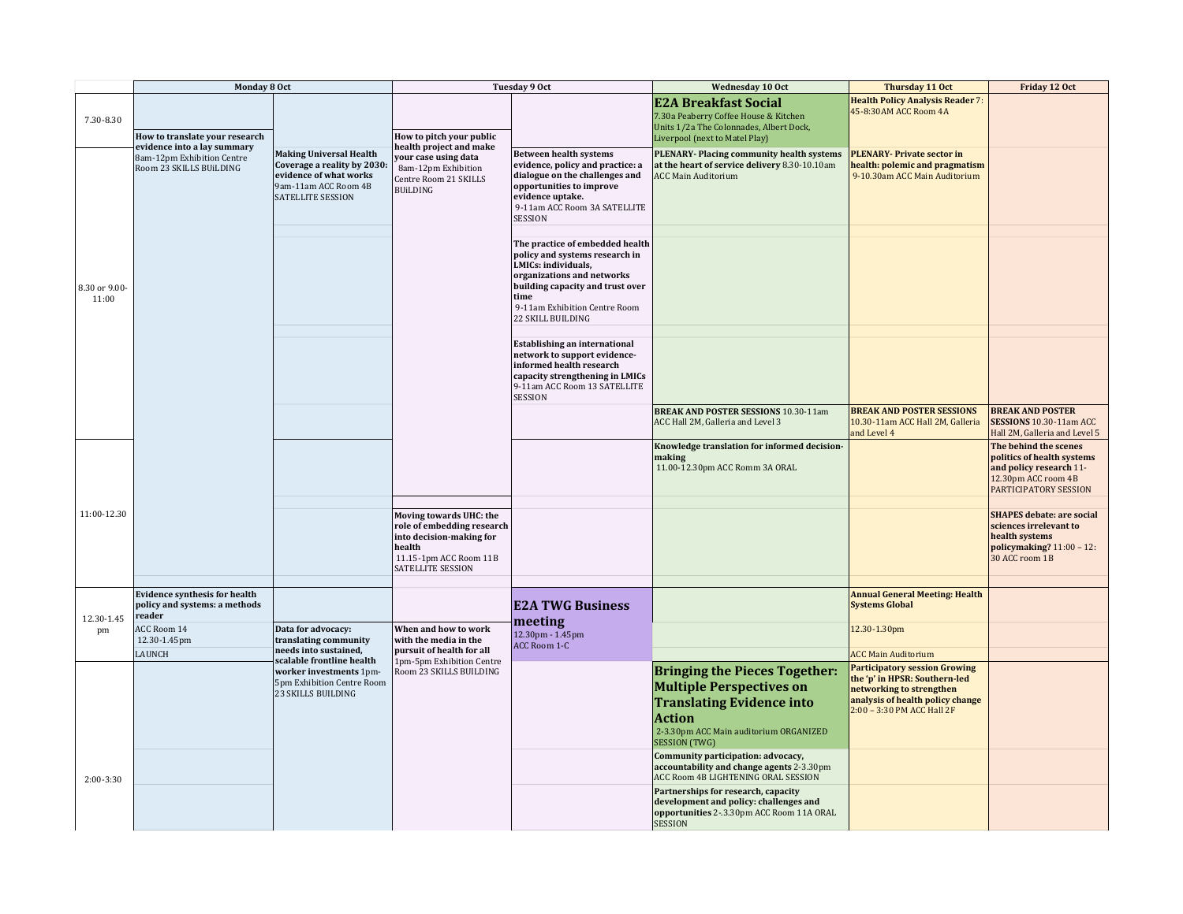| | Monday 8 Oct | | Tuesday 9 Oct | | Wednesday 10 Oct | Thursday 11 Oct | Friday 12 Oct |
|---|---|---|---|---|---|---|---|
| 7.30-8.30 | | | | | **E2A Breakfast Social** 7.30a Peaberry Coffee House & Kitchen Units 1/2a The Colonnades, Albert Dock, Liverpool (next to Matel Play) | **Health Policy Analysis Reader** 7: 45-8:30AM ACC Room 4A | |
| 8.30 or 9.00-11:00 | **How to translate your research evidence into a lay summary** 8am-12pm Exhibition Centre Room 23 SKILLS BUILDING | **Making Universal Health Coverage a reality by 2030: evidence of what works** 9am-11am ACC Room 4B SATELLITE SESSION | **How to pitch your public health project and make your case using data** 8am-12pm Exhibition Centre Room 21 SKILLS BUILDING | **Between health systems evidence, policy and practice: a dialogue on the challenges and opportunities to improve evidence uptake.** 9-11am ACC Room 3A SATELLITE SESSION | **PLENARY- Placing community health systems at the heart of service delivery** 8.30-10.10am ACC Main Auditorium | **PLENARY- Private sector in health: polemic and pragmatism** 9-10.30am ACC Main Auditorium | |
| | | | | **The practice of embedded health policy and systems research in LMICs: individuals, organizations and networks building capacity and trust over time** 9-11am Exhibition Centre Room 22 SKILL BUILDING | | | |
| | | | | **Establishing an international network to support evidence-informed health research capacity strengthening in LMICs** 9-11am ACC Room 13 SATELLITE SESSION | | | |
| | | | | | **BREAK AND POSTER SESSIONS** 10.30-11am ACC Hall 2M, Galleria and Level 3 | **BREAK AND POSTER SESSIONS** 10.30-11am ACC Hall 2M, Galleria and Level 4 | **BREAK AND POSTER SESSIONS** 10.30-11am ACC Hall 2M, Galleria and Level 5 |
| 11:00-12.30 | | | | | **Knowledge translation for informed decision-making** 11.00-12.30pm ACC Romm 3A ORAL | | **The behind the scenes politics of health systems and policy research** 11-12.30pm ACC room 4B PARTICIPATORY SESSION |
| | | | **Moving towards UHC: the role of embedding research into decision-making for health** 11.15-1pm ACC Room 11B SATELLITE SESSION | | | | **SHAPES debate: are social sciences irrelevant to health systems policymaking?** 11:00 – 12: 30 ACC room 1B |
| 12.30-1.45 pm | **Evidence synthesis for health policy and systems: a methods reader** ACC Room 14 12.30-1.45pm LAUNCH | **Data for advocacy: translating community needs into sustained, scalable frontline health worker investments** 1pm-5pm Exhibition Centre Room 23 SKILLS BUILDING | **When and how to work with the media in the pursuit of health for all** 1pm-5pm Exhibition Centre Room 23 SKILLS BUILDING | **E2A TWG Business meeting** 12.30pm - 1.45pm ACC Room 1-C | | **Annual General Meeting: Health Systems Global** 12.30-1.30pm ACC Main Auditorium | |
| 2:00-3:30 | | | | | **Bringing the Pieces Together: Multiple Perspectives on Translating Evidence into Action** 2-3.30pm ACC Main auditorium ORGANIZED SESSION (TWG) | **Participatory session Growing the 'p' in HPSR: Southern-led networking to strengthen analysis of health policy change** 2:00 – 3:30 PM ACC Hall 2F | |
| | | | | | **Community participation: advocacy, accountability and change agents** 2-3.30pm ACC Room 4B LIGHTENING ORAL SESSION | | |
| | | | | | **Partnerships for research, capacity development and policy: challenges and opportunities** 2-.3.30pm ACC Room 11A ORAL SESSION | | |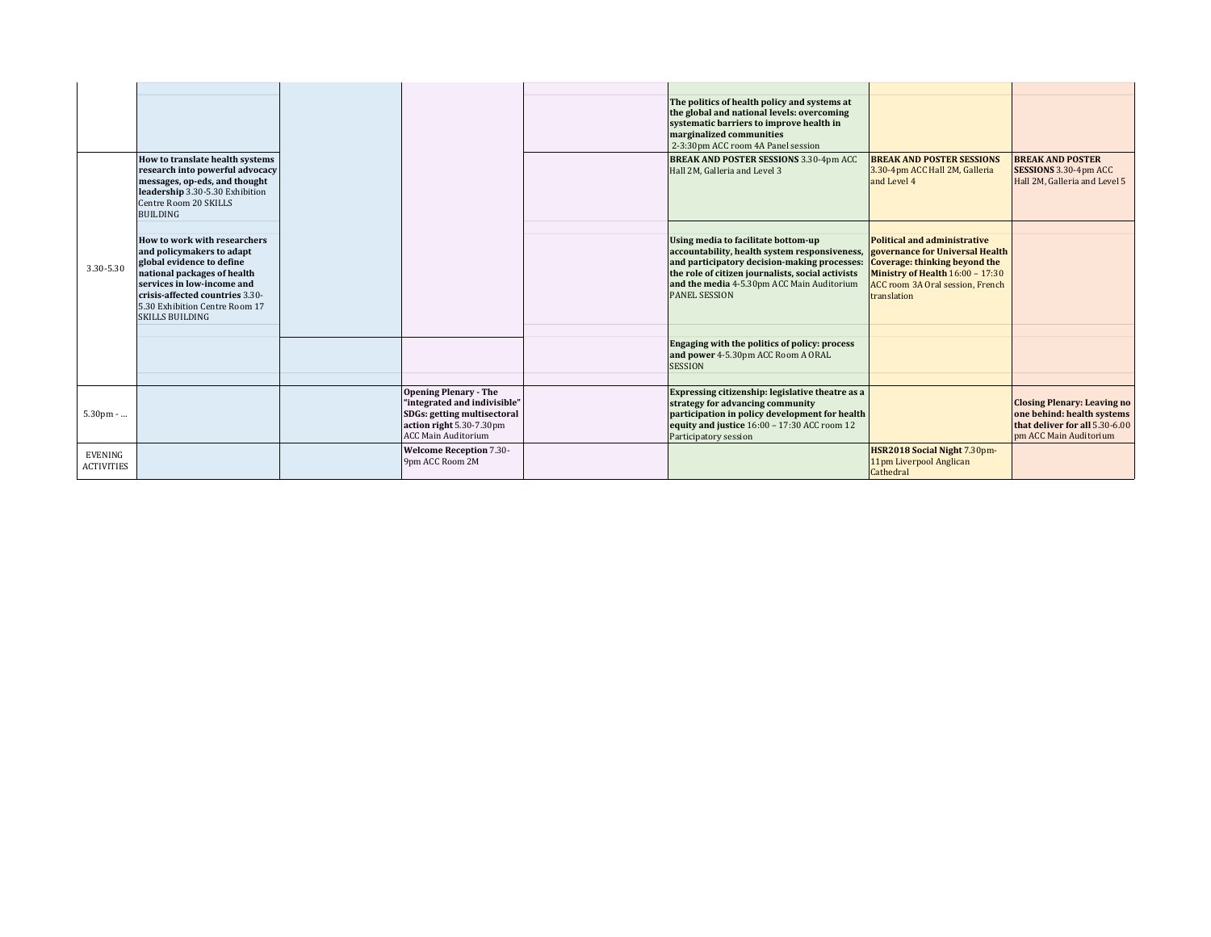| | | | | | | | |
|---|---|---|---|---|---|---|---|
| | | | | | **The politics of health policy and systems at the global and national levels: overcoming systematic barriers to improve health in marginalized communities** 2-3:30pm ACC room 4A Panel session | | |
| 3.30-5.30 | **How to translate health systems research into powerful advocacy messages, op-eds, and thought leadership** 3.30-5.30 Exhibition Centre Room 20 SKILLS BUILDING | | | | **BREAK AND POSTER SESSIONS** 3.30-4pm ACC Hall 2M, Galleria and Level 3 | **BREAK AND POSTER SESSIONS** 3.30-4pm ACC Hall 2M, Galleria and Level 4 | **BREAK AND POSTER SESSIONS** 3.30-4pm ACC Hall 2M, Galleria and Level 5 |
| | **How to work with researchers and policymakers to adapt global evidence to define national packages of health services in low-income and crisis-affected countries** 3.30-5.30 Exhibition Centre Room 17 SKILLS BUILDING | | | | **Using media to facilitate bottom-up accountability, health system responsiveness, and participatory decision-making processes: the role of citizen journalists, social activists and the media** 4-5.30pm ACC Main Auditorium PANEL SESSION | **Political and administrative governance for Universal Health Coverage: thinking beyond the Ministry of Health** 16:00 – 17:30 ACC room 3A Oral session, French translation | |
| | | | | | **Engaging with the politics of policy: process and power** 4-5.30pm ACC Room A ORAL SESSION | | |
| 5.30pm - ... | | | **Opening Plenary - The "integrated and indivisible" SDGs: getting multisectoral action right** 5.30-7.30pm ACC Main Auditorium | | **Expressing citizenship: legislative theatre as a strategy for advancing community participation in policy development for health equity and justice** 16:00 – 17:30 ACC room 12 Participatory session | | **Closing Plenary: Leaving no one behind: health systems that deliver for all** 5.30-6.00 pm ACC Main Auditorium |
| EVENING ACTIVITIES | | | **Welcome Reception** 7.30-9pm ACC Room 2M | | | **HSR2018 Social Night** 7.30pm-11pm Liverpool Anglican Cathedral | |